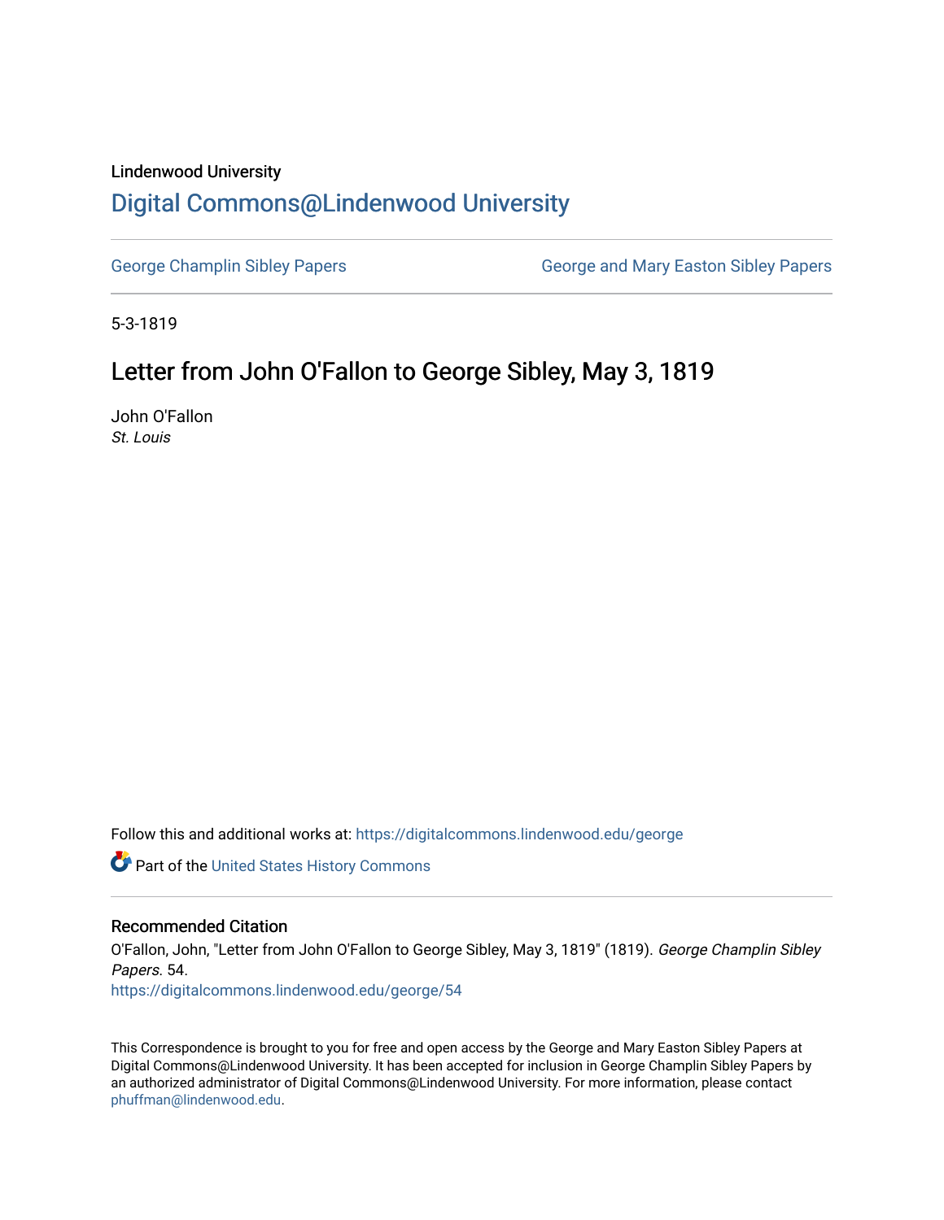Lindenwood University

# Digital Commons@Lindenwood University

George Champlin Sibley Papers | George and Mary Easton Sibley Papers

5-3-1819

## Letter from John O'Fallon to George Sibley, May 3, 1819

John O'Fallon

*St. Louis*

Follow this and additional works at: https://digitalcommons.lindenwood.edu/george

Part of the United States History Commons

### Recommended Citation

O'Fallon, John, "Letter from John O'Fallon to George Sibley, May 3, 1819" (1819). *George Champlin Sibley Papers*. 54.
https://digitalcommons.lindenwood.edu/george/54

This Correspondence is brought to you for free and open access by the George and Mary Easton Sibley Papers at Digital Commons@Lindenwood University. It has been accepted for inclusion in George Champlin Sibley Papers by an authorized administrator of Digital Commons@Lindenwood University. For more information, please contact phuffman@lindenwood.edu.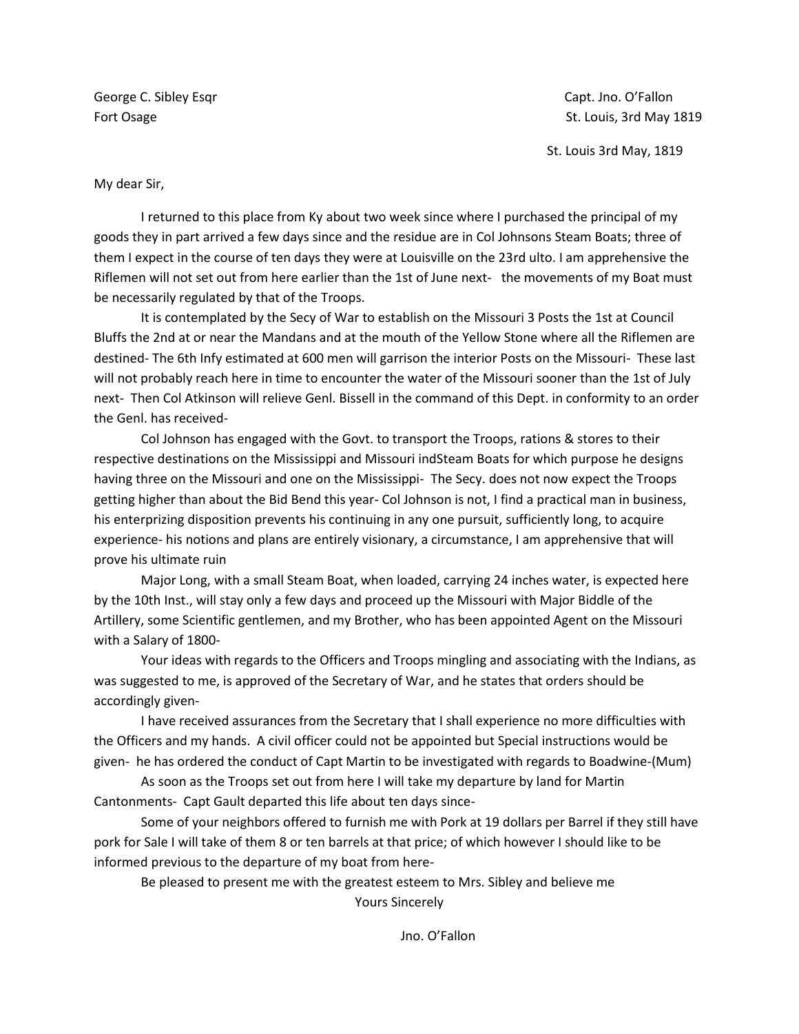George C. Sibley Esqr
Fort Osage

Capt. Jno. O'Fallon
St. Louis, 3rd May 1819

St. Louis 3rd May, 1819

My dear Sir,

I returned to this place from Ky about two week since where I purchased the principal of my goods they in part arrived a few days since and the residue are in Col Johnsons Steam Boats; three of them I expect in the course of ten days they were at Louisville on the 23rd ulto. I am apprehensive the Riflemen will not set out from here earlier than the 1st of June next- the movements of my Boat must be necessarily regulated by that of the Troops.

It is contemplated by the Secy of War to establish on the Missouri 3 Posts the 1st at Council Bluffs the 2nd at or near the Mandans and at the mouth of the Yellow Stone where all the Riflemen are destined- The 6th Infy estimated at 600 men will garrison the interior Posts on the Missouri- These last will not probably reach here in time to encounter the water of the Missouri sooner than the 1st of July next- Then Col Atkinson will relieve Genl. Bissell in the command of this Dept. in conformity to an order the Genl. has received-

Col Johnson has engaged with the Govt. to transport the Troops, rations & stores to their respective destinations on the Mississippi and Missouri indSteam Boats for which purpose he designs having three on the Missouri and one on the Mississippi- The Secy. does not now expect the Troops getting higher than about the Bid Bend this year- Col Johnson is not, I find a practical man in business, his enterprizing disposition prevents his continuing in any one pursuit, sufficiently long, to acquire experience- his notions and plans are entirely visionary, a circumstance, I am apprehensive that will prove his ultimate ruin

Major Long, with a small Steam Boat, when loaded, carrying 24 inches water, is expected here by the 10th Inst., will stay only a few days and proceed up the Missouri with Major Biddle of the Artillery, some Scientific gentlemen, and my Brother, who has been appointed Agent on the Missouri with a Salary of 1800-

Your ideas with regards to the Officers and Troops mingling and associating with the Indians, as was suggested to me, is approved of the Secretary of War, and he states that orders should be accordingly given-

I have received assurances from the Secretary that I shall experience no more difficulties with the Officers and my hands. A civil officer could not be appointed but Special instructions would be given- he has ordered the conduct of Capt Martin to be investigated with regards to Boadwine-(Mum)

As soon as the Troops set out from here I will take my departure by land for Martin Cantonments- Capt Gault departed this life about ten days since-

Some of your neighbors offered to furnish me with Pork at 19 dollars per Barrel if they still have pork for Sale I will take of them 8 or ten barrels at that price; of which however I should like to be informed previous to the departure of my boat from here-

Be pleased to present me with the greatest esteem to Mrs. Sibley and believe me

Yours Sincerely

Jno. O'Fallon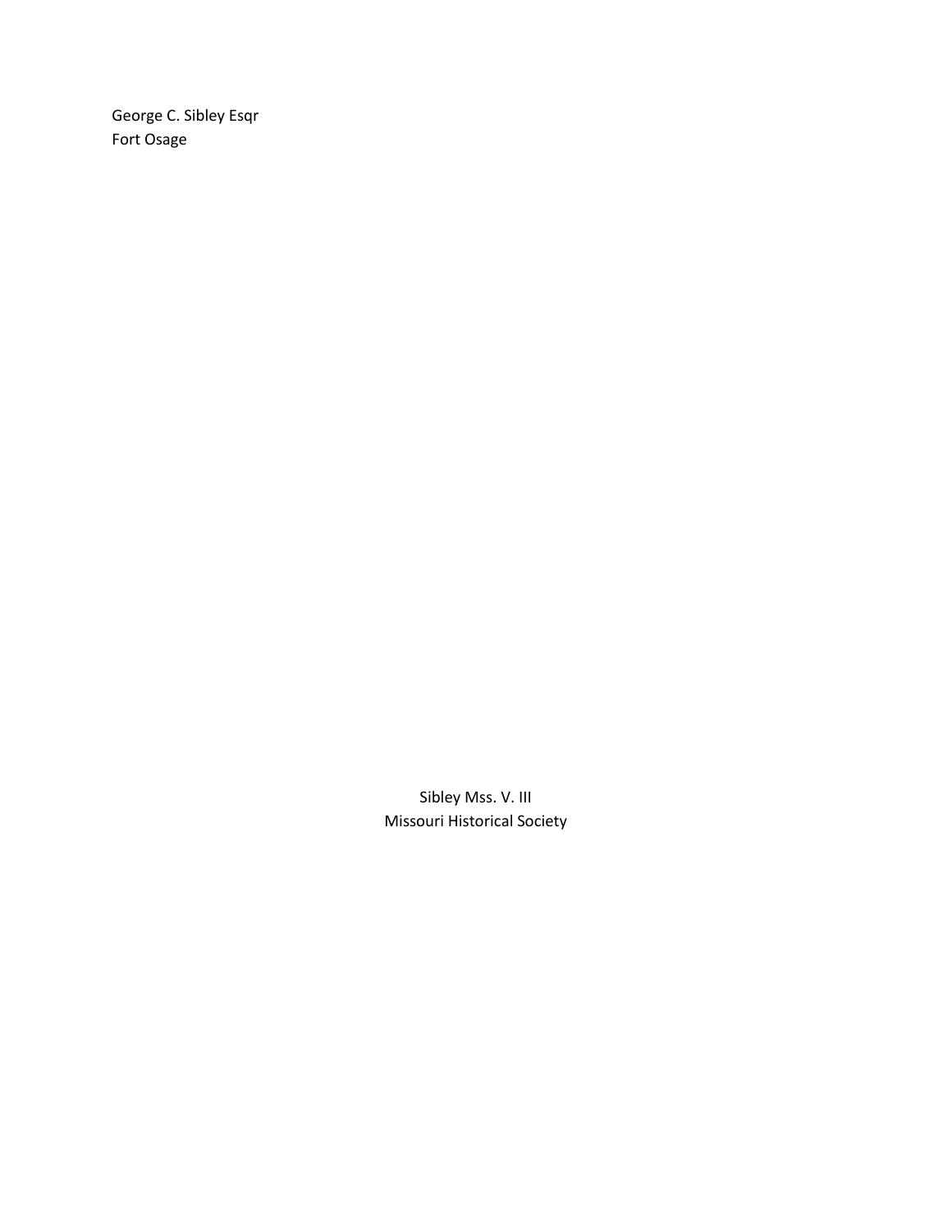George C. Sibley Esqr
Fort Osage

Sibley Mss. V. III
Missouri Historical Society